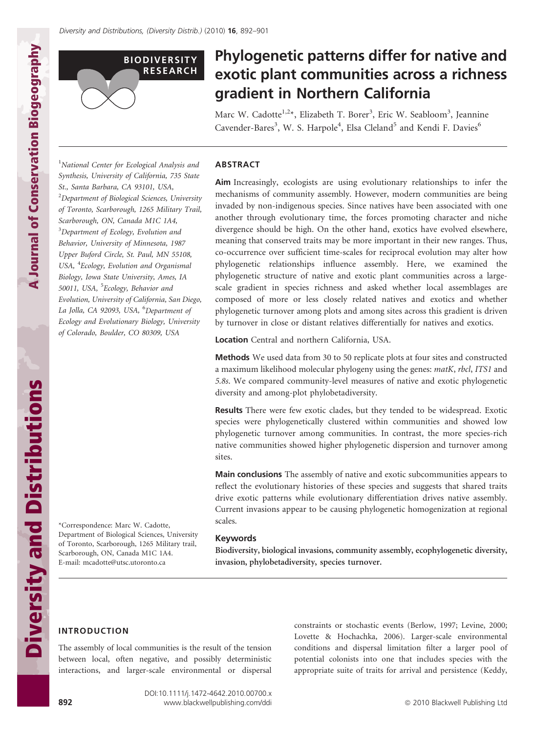BIODIVERSITY RESEARCH

# Phylogenetic patterns differ for native and exotic plant communities across a richness gradient in Northern California

Marc W. Cadotte[1,2]*, Elizabeth T. Borer[3], Eric W. Seabloom[3], Jeannine Cavender-Bares[3], W. S. Harpole[4], Elsa Cleland[5] and Kendi F. Davies[6]

[1]National Center for Ecological Analysis and Synthesis, University of California, 735 State St., Santa Barbara, CA 93101, USA, [2]Department of Biological Sciences, University of Toronto, Scarborough, 1265 Military Trail, Scarborough, ON, Canada M1C 1A4, [3]Department of Ecology, Evolution and Behavior, University of Minnesota, 1987 Upper Buford Circle, St. Paul, MN 55108, USA, [4]Ecology, Evolution and Organismal Biology, Iowa State University, Ames, IA 50011, USA, [5]Ecology, Behavior and Evolution, University of California, San Diego, La Jolla, CA 92093, USA, [6]Department of Ecology and Evolutionary Biology, University of Colorado, Boulder, CO 80309, USA

*Correspondence: Marc W. Cadotte, Department of Biological Sciences, University of Toronto, Scarborough, 1265 Military trail, Scarborough, ON, Canada M1C 1A4. E-mail: mcadotte@utsc.utoronto.ca

## ABSTRACT

**Aim** Increasingly, ecologists are using evolutionary relationships to infer the mechanisms of community assembly. However, modern communities are being invaded by non-indigenous species. Since natives have been associated with one another through evolutionary time, the forces promoting character and niche divergence should be high. On the other hand, exotics have evolved elsewhere, meaning that conserved traits may be more important in their new ranges. Thus, co-occurrence over sufficient time-scales for reciprocal evolution may alter how phylogenetic relationships influence assembly. Here, we examined the phylogenetic structure of native and exotic plant communities across a large-scale gradient in species richness and asked whether local assemblages are composed of more or less closely related natives and exotics and whether phylogenetic turnover among plots and among sites across this gradient is driven by turnover in close or distant relatives differentially for natives and exotics.

**Location** Central and northern California, USA.

**Methods** We used data from 30 to 50 replicate plots at four sites and constructed a maximum likelihood molecular phylogeny using the genes: *matK*, *rbcl*, *ITS1* and *5.8s*. We compared community-level measures of native and exotic phylogenetic diversity and among-plot phylobetadiversity.

**Results** There were few exotic clades, but they tended to be widespread. Exotic species were phylogenetically clustered within communities and showed low phylogenetic turnover among communities. In contrast, the more species-rich native communities showed higher phylogenetic dispersion and turnover among sites.

**Main conclusions** The assembly of native and exotic subcommunities appears to reflect the evolutionary histories of these species and suggests that shared traits drive exotic patterns while evolutionary differentiation drives native assembly. Current invasions appear to be causing phylogenetic homogenization at regional scales.

### Keywords

**Biodiversity, biological invasions, community assembly, ecophylogenetic diversity, invasion, phylobetadiversity, species turnover.**

## INTRODUCTION

The assembly of local communities is the result of the tension between local, often negative, and possibly deterministic interactions, and larger-scale environmental or dispersal constraints or stochastic events (Berlow, 1997; Levine, 2000; Lovette & Hochachka, 2006). Larger-scale environmental conditions and dispersal limitation filter a larger pool of potential colonists into one that includes species with the appropriate suite of traits for arrival and persistence (Keddy,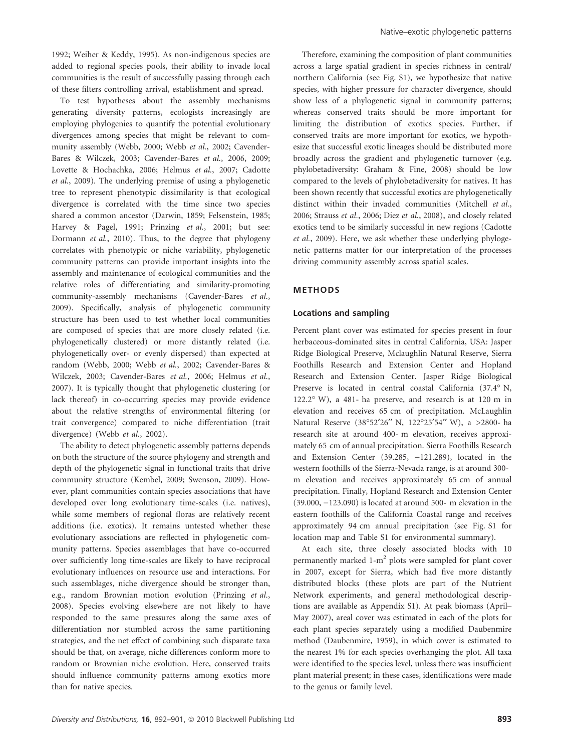1992; Weiher & Keddy, 1995). As non-indigenous species are added to regional species pools, their ability to invade local communities is the result of successfully passing through each of these filters controlling arrival, establishment and spread.

To test hypotheses about the assembly mechanisms generating diversity patterns, ecologists increasingly are employing phylogenies to quantify the potential evolutionary divergences among species that might be relevant to community assembly (Webb, 2000; Webb *et al.*, 2002; Cavender-Bares & Wilczek, 2003; Cavender-Bares *et al.*, 2006, 2009; Lovette & Hochachka, 2006; Helmus *et al.*, 2007; Cadotte *et al.*, 2009). The underlying premise of using a phylogenetic tree to represent phenotypic dissimilarity is that ecological divergence is correlated with the time since two species shared a common ancestor (Darwin, 1859; Felsenstein, 1985; Harvey & Pagel, 1991; Prinzing *et al.*, 2001; but see: Dormann *et al.*, 2010). Thus, to the degree that phylogeny correlates with phenotypic or niche variability, phylogenetic community patterns can provide important insights into the assembly and maintenance of ecological communities and the relative roles of differentiating and similarity-promoting community-assembly mechanisms (Cavender-Bares *et al.*, 2009). Specifically, analysis of phylogenetic community structure has been used to test whether local communities are composed of species that are more closely related (i.e. phylogenetically clustered) or more distantly related (i.e. phylogenetically over- or evenly dispersed) than expected at random (Webb, 2000; Webb *et al.*, 2002; Cavender-Bares & Wilczek, 2003; Cavender-Bares *et al.*, 2006; Helmus *et al.*, 2007). It is typically thought that phylogenetic clustering (or lack thereof) in co-occurring species may provide evidence about the relative strengths of environmental filtering (or trait convergence) compared to niche differentiation (trait divergence) (Webb *et al.*, 2002).

The ability to detect phylogenetic assembly patterns depends on both the structure of the source phylogeny and strength and depth of the phylogenetic signal in functional traits that drive community structure (Kembel, 2009; Swenson, 2009). However, plant communities contain species associations that have developed over long evolutionary time-scales (i.e. natives), while some members of regional floras are relatively recent additions (i.e. exotics). It remains untested whether these evolutionary associations are reflected in phylogenetic community patterns. Species assemblages that have co-occurred over sufficiently long time-scales are likely to have reciprocal evolutionary influences on resource use and interactions. For such assemblages, niche divergence should be stronger than, e.g., random Brownian motion evolution (Prinzing *et al.*, 2008). Species evolving elsewhere are not likely to have responded to the same pressures along the same axes of differentiation nor stumbled across the same partitioning strategies, and the net effect of combining such disparate taxa should be that, on average, niche differences conform more to random or Brownian niche evolution. Here, conserved traits should influence community patterns among exotics more than for native species.

Therefore, examining the composition of plant communities across a large spatial gradient in species richness in central/northern California (see Fig. S1), we hypothesize that native species, with higher pressure for character divergence, should show less of a phylogenetic signal in community patterns; whereas conserved traits should be more important for limiting the distribution of exotics species. Further, if conserved traits are more important for exotics, we hypothesize that successful exotic lineages should be distributed more broadly across the gradient and phylogenetic turnover (e.g. phylobetadiversity: Graham & Fine, 2008) should be low compared to the levels of phylobetadiversity for natives. It has been shown recently that successful exotics are phylogenetically distinct within their invaded communities (Mitchell *et al.*, 2006; Strauss *et al.*, 2006; Diez *et al.*, 2008), and closely related exotics tend to be similarly successful in new regions (Cadotte *et al.*, 2009). Here, we ask whether these underlying phylogenetic patterns matter for our interpretation of the processes driving community assembly across spatial scales.

## METHODS

### Locations and sampling

Percent plant cover was estimated for species present in four herbaceous-dominated sites in central California, USA: Jasper Ridge Biological Preserve, Mclaughlin Natural Reserve, Sierra Foothills Research and Extension Center and Hopland Research and Extension Center. Jasper Ridge Biological Preserve is located in central coastal California (37.4° N, 122.2° W), a 481- ha preserve, and research is at 120 m in elevation and receives 65 cm of precipitation. McLaughlin Natural Reserve (38°52′26″ N, 122°25′54″ W), a >2800- ha research site at around 400- m elevation, receives approximately 65 cm of annual precipitation. Sierra Foothills Research and Extension Center (39.285, −121.289), located in the western foothills of the Sierra-Nevada range, is at around 300- m elevation and receives approximately 65 cm of annual precipitation. Finally, Hopland Research and Extension Center (39.000, −123.090) is located at around 500- m elevation in the eastern foothills of the California Coastal range and receives approximately 94 cm annual precipitation (see Fig. S1 for location map and Table S1 for environmental summary).

At each site, three closely associated blocks with 10 permanently marked 1-m$^2$ plots were sampled for plant cover in 2007, except for Sierra, which had five more distantly distributed blocks (these plots are part of the Nutrient Network experiments, and general methodological descriptions are available as Appendix S1). At peak biomass (April–May 2007), areal cover was estimated in each of the plots for each plant species separately using a modified Daubenmire method (Daubenmire, 1959), in which cover is estimated to the nearest 1% for each species overhanging the plot. All taxa were identified to the species level, unless there was insufficient plant material present; in these cases, identifications were made to the genus or family level.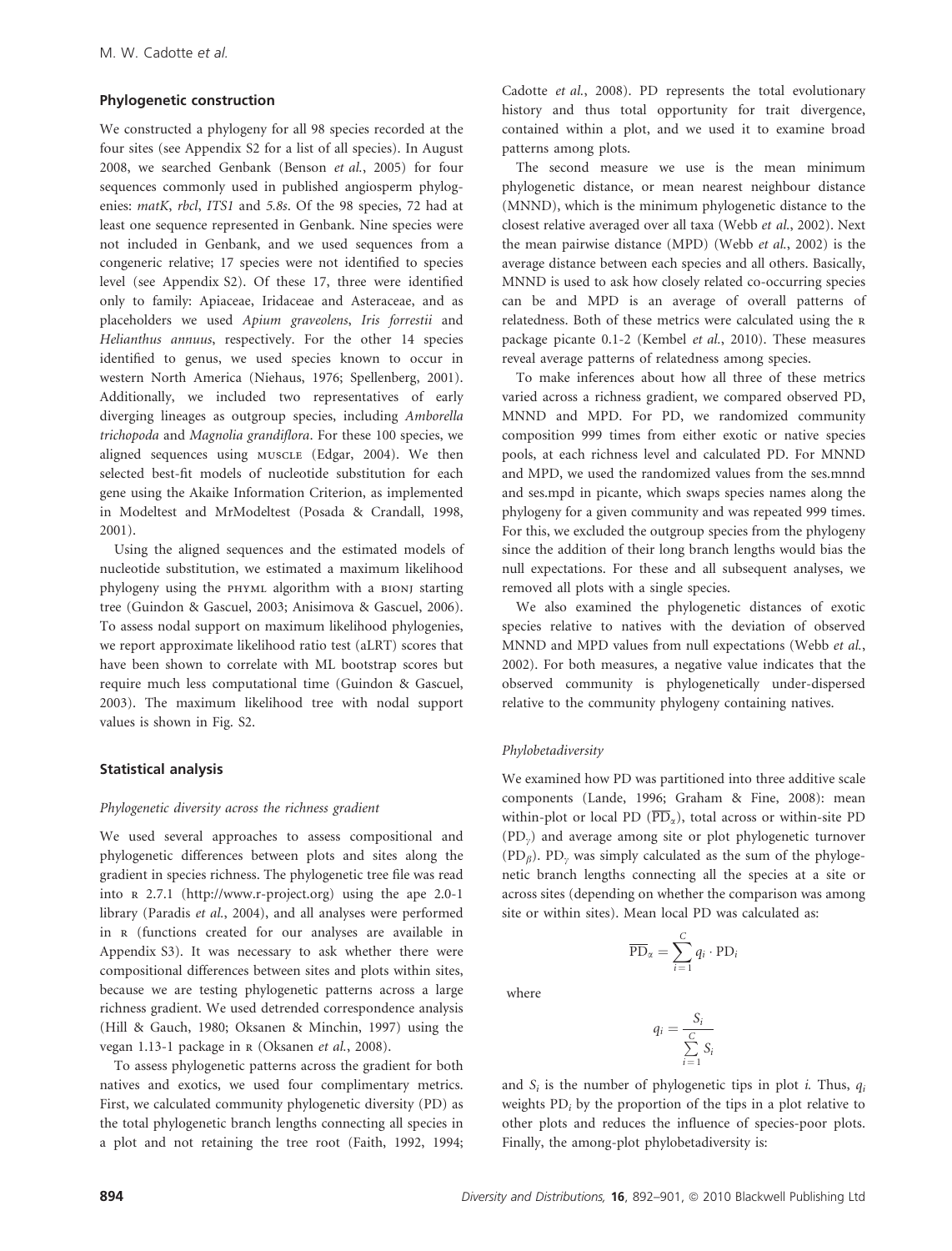### Phylogenetic construction

We constructed a phylogeny for all 98 species recorded at the four sites (see Appendix S2 for a list of all species). In August 2008, we searched Genbank (Benson *et al.*, 2005) for four sequences commonly used in published angiosperm phylogenies: *matK*, *rbcl*, *ITS1* and *5.8s*. Of the 98 species, 72 had at least one sequence represented in Genbank. Nine species were not included in Genbank, and we used sequences from a congeneric relative; 17 species were not identified to species level (see Appendix S2). Of these 17, three were identified only to family: Apiaceae, Iridaceae and Asteraceae, and as placeholders we used *Apium graveolens*, *Iris forrestii* and *Helianthus annuus*, respectively. For the other 14 species identified to genus, we used species known to occur in western North America (Niehaus, 1976; Spellenberg, 2001). Additionally, we included two representatives of early diverging lineages as outgroup species, including *Amborella trichopoda* and *Magnolia grandiflora*. For these 100 species, we aligned sequences using MUSCLE (Edgar, 2004). We then selected best-fit models of nucleotide substitution for each gene using the Akaike Information Criterion, as implemented in Modeltest and MrModeltest (Posada & Crandall, 1998, 2001).

Using the aligned sequences and the estimated models of nucleotide substitution, we estimated a maximum likelihood phylogeny using the PHYML algorithm with a BIONJ starting tree (Guindon & Gascuel, 2003; Anisimova & Gascuel, 2006). To assess nodal support on maximum likelihood phylogenies, we report approximate likelihood ratio test (aLRT) scores that have been shown to correlate with ML bootstrap scores but require much less computational time (Guindon & Gascuel, 2003). The maximum likelihood tree with nodal support values is shown in Fig. S2.

### Statistical analysis

#### *Phylogenetic diversity across the richness gradient*

We used several approaches to assess compositional and phylogenetic differences between plots and sites along the gradient in species richness. The phylogenetic tree file was read into R 2.7.1 (http://www.r-project.org) using the ape 2.0-1 library (Paradis *et al.*, 2004), and all analyses were performed in R (functions created for our analyses are available in Appendix S3). It was necessary to ask whether there were compositional differences between sites and plots within sites, because we are testing phylogenetic patterns across a large richness gradient. We used detrended correspondence analysis (Hill & Gauch, 1980; Oksanen & Minchin, 1997) using the vegan 1.13-1 package in R (Oksanen *et al.*, 2008).

To assess phylogenetic patterns across the gradient for both natives and exotics, we used four complimentary metrics. First, we calculated community phylogenetic diversity (PD) as the total phylogenetic branch lengths connecting all species in a plot and not retaining the tree root (Faith, 1992, 1994; Cadotte *et al.*, 2008). PD represents the total evolutionary history and thus total opportunity for trait divergence, contained within a plot, and we used it to examine broad patterns among plots.

The second measure we use is the mean minimum phylogenetic distance, or mean nearest neighbour distance (MNND), which is the minimum phylogenetic distance to the closest relative averaged over all taxa (Webb *et al.*, 2002). Next the mean pairwise distance (MPD) (Webb *et al.*, 2002) is the average distance between each species and all others. Basically, MNND is used to ask how closely related co-occurring species can be and MPD is an average of overall patterns of relatedness. Both of these metrics were calculated using the R package picante 0.1-2 (Kembel *et al.*, 2010). These measures reveal average patterns of relatedness among species.

To make inferences about how all three of these metrics varied across a richness gradient, we compared observed PD, MNND and MPD. For PD, we randomized community composition 999 times from either exotic or native species pools, at each richness level and calculated PD. For MNND and MPD, we used the randomized values from the ses.mnnd and ses.mpd in picante, which swaps species names along the phylogeny for a given community and was repeated 999 times. For this, we excluded the outgroup species from the phylogeny since the addition of their long branch lengths would bias the null expectations. For these and all subsequent analyses, we removed all plots with a single species.

We also examined the phylogenetic distances of exotic species relative to natives with the deviation of observed MNND and MPD values from null expectations (Webb *et al.*, 2002). For both measures, a negative value indicates that the observed community is phylogenetically under-dispersed relative to the community phylogeny containing natives.

#### *Phylobetadiversity*

We examined how PD was partitioned into three additive scale components (Lande, 1996; Graham & Fine, 2008): mean within-plot or local PD ($\overline{\mathrm{PD}}_{\alpha}$), total across or within-site PD ($\mathrm{PD}_{\gamma}$) and average among site or plot phylogenetic turnover ($\mathrm{PD}_{\beta}$). $\mathrm{PD}_{\gamma}$ was simply calculated as the sum of the phylogenetic branch lengths connecting all the species at a site or across sites (depending on whether the comparison was among site or within sites). Mean local PD was calculated as:

$$\overline{\mathrm{PD}}_{\alpha} = \sum_{i=1}^{C} q_i \cdot \mathrm{PD}_i$$

where

$$q_i = \frac{S_i}{\sum_{i=1}^{C} S_i}$$

and $S_i$ is the number of phylogenetic tips in plot *i*. Thus, $q_i$ weights $\mathrm{PD}_i$ by the proportion of the tips in a plot relative to other plots and reduces the influence of species-poor plots. Finally, the among-plot phylobetadiversity is: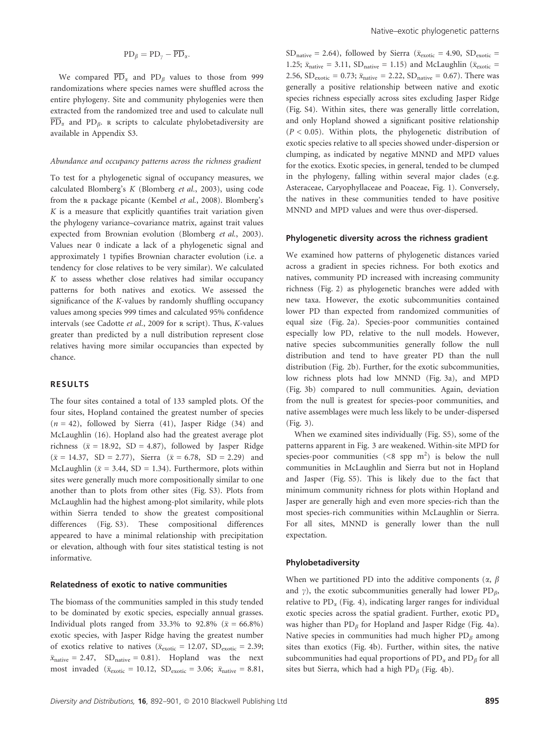$$\mathrm{PD}_\beta = \mathrm{PD}_\gamma - \overline{\mathrm{PD}}_\alpha.$$

We compared $\overline{\mathrm{PD}}_\alpha$ and $\mathrm{PD}_\beta$ values to those from 999 randomizations where species names were shuffled across the entire phylogeny. Site and community phylogenies were then extracted from the randomized tree and used to calculate null $\overline{\mathrm{PD}}_\alpha$ and $\mathrm{PD}_\beta$. R scripts to calculate phylobetadiversity are available in Appendix S3.

#### *Abundance and occupancy patterns across the richness gradient*

To test for a phylogenetic signal of occupancy measures, we calculated Blomberg's *K* (Blomberg *et al.*, 2003), using code from the R package picante (Kembel *et al.*, 2008). Blomberg's *K* is a measure that explicitly quantifies trait variation given the phylogeny variance–covariance matrix, against trait values expected from Brownian evolution (Blomberg *et al.*, 2003). Values near 0 indicate a lack of a phylogenetic signal and approximately 1 typifies Brownian character evolution (i.e. a tendency for close relatives to be very similar). We calculated *K* to assess whether close relatives had similar occupancy patterns for both natives and exotics. We assessed the significance of the *K*-values by randomly shuffling occupancy values among species 999 times and calculated 95% confidence intervals (see Cadotte *et al.*, 2009 for R script). Thus, *K*-values greater than predicted by a null distribution represent close relatives having more similar occupancies than expected by chance.

## RESULTS

The four sites contained a total of 133 sampled plots. Of the four sites, Hopland contained the greatest number of species ($n = 42$), followed by Sierra (41), Jasper Ridge (34) and McLaughlin (16). Hopland also had the greatest average plot richness ($\bar{x} = 18.92$, SD = 4.87), followed by Jasper Ridge ($\bar{x} = 14.37$, SD = 2.77), Sierra ($\bar{x} = 6.78$, SD = 2.29) and McLaughlin ($\bar{x} = 3.44$, SD = 1.34). Furthermore, plots within sites were generally much more compositionally similar to one another than to plots from other sites (Fig. S3). Plots from McLaughlin had the highest among-plot similarity, while plots within Sierra tended to show the greatest compositional differences (Fig. S3). These compositional differences appeared to have a minimal relationship with precipitation or elevation, although with four sites statistical testing is not informative.

### Relatedness of exotic to native communities

The biomass of the communities sampled in this study tended to be dominated by exotic species, especially annual grasses. Individual plots ranged from 33.3% to 92.8% ($\bar{x} = 66.8\%$) exotic species, with Jasper Ridge having the greatest number of exotics relative to natives ($\bar{x}_{\mathrm{exotic}} = 12.07$, $\mathrm{SD}_{\mathrm{exotic}} = 2.39$; $\bar{x}_{\mathrm{native}} = 2.47$, $\mathrm{SD}_{\mathrm{native}} = 0.81$). Hopland was the next most invaded ($\bar{x}_{\mathrm{exotic}} = 10.12$, $\mathrm{SD}_{\mathrm{exotic}} = 3.06$; $\bar{x}_{\mathrm{native}} = 8.81$, $\mathrm{SD}_{\mathrm{native}} = 2.64$), followed by Sierra ($\bar{x}_{\mathrm{exotic}} = 4.90$, $\mathrm{SD}_{\mathrm{exotic}} = 1.25$; $\bar{x}_{\mathrm{native}} = 3.11$, $\mathrm{SD}_{\mathrm{native}} = 1.15$) and McLaughlin ($\bar{x}_{\mathrm{exotic}} = 2.56$, $\mathrm{SD}_{\mathrm{exotic}} = 0.73$; $\bar{x}_{\mathrm{native}} = 2.22$, $\mathrm{SD}_{\mathrm{native}} = 0.67$). There was generally a positive relationship between native and exotic species richness especially across sites excluding Jasper Ridge (Fig. S4). Within sites, there was generally little correlation, and only Hopland showed a significant positive relationship ($P < 0.05$). Within plots, the phylogenetic distribution of exotic species relative to all species showed under-dispersion or clumping, as indicated by negative MNND and MPD values for the exotics. Exotic species, in general, tended to be clumped in the phylogeny, falling within several major clades (e.g. Asteraceae, Caryophyllaceae and Poaceae, Fig. 1). Conversely, the natives in these communities tended to have positive MNND and MPD values and were thus over-dispersed.

### Phylogenetic diversity across the richness gradient

We examined how patterns of phylogenetic distances varied across a gradient in species richness. For both exotics and natives, community PD increased with increasing community richness (Fig. 2) as phylogenetic branches were added with new taxa. However, the exotic subcommunities contained lower PD than expected from randomized communities of equal size (Fig. 2a). Species-poor communities contained especially low PD, relative to the null models. However, native species subcommunities generally follow the null distribution and tend to have greater PD than the null distribution (Fig. 2b). Further, for the exotic subcommunities, low richness plots had low MNND (Fig. 3a), and MPD (Fig. 3b) compared to null communities. Again, deviation from the null is greatest for species-poor communities, and native assemblages were much less likely to be under-dispersed (Fig. 3).

When we examined sites individually (Fig. S5), some of the patterns apparent in Fig. 3 are weakened. Within-site MPD for species-poor communities (<8 spp m$^2$) is below the null communities in McLaughlin and Sierra but not in Hopland and Jasper (Fig. S5). This is likely due to the fact that minimum community richness for plots within Hopland and Jasper are generally high and even more species-rich than the most species-rich communities within McLaughlin or Sierra. For all sites, MNND is generally lower than the null expectation.

### Phylobetadiversity

When we partitioned PD into the additive components ($\alpha$, $\beta$ and $\gamma$), the exotic subcommunities generally had lower $\mathrm{PD}_\beta$, relative to $\mathrm{PD}_\alpha$ (Fig. 4), indicating larger ranges for individual exotic species across the spatial gradient. Further, exotic $\mathrm{PD}_\alpha$ was higher than $\mathrm{PD}_\beta$ for Hopland and Jasper Ridge (Fig. 4a). Native species in communities had much higher $\mathrm{PD}_\beta$ among sites than exotics (Fig. 4b). Further, within sites, the native subcommunities had equal proportions of $\mathrm{PD}_\alpha$ and $\mathrm{PD}_\beta$ for all sites but Sierra, which had a high $\mathrm{PD}_\beta$ (Fig. 4b).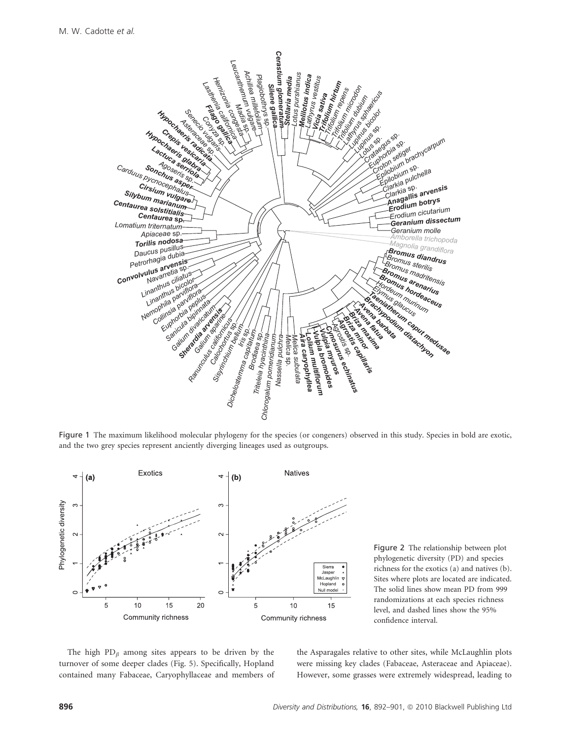Figure 1 The maximum likelihood molecular phylogeny for the species (or congeners) observed in this study. Species in bold are exotic, and the two grey species represent anciently diverging lineages used as outgroups.

Figure 2 The relationship between plot phylogenetic diversity (PD) and species richness for the exotics (a) and natives (b). Sites where plots are located are indicated. The solid lines show mean PD from 999 randomizations at each species richness level, and dashed lines show the 95% confidence interval.

The high $PD_{\beta}$ among sites appears to be driven by the turnover of some deeper clades (Fig. 5). Specifically, Hopland contained many Fabaceae, Caryophyllaceae and members of the Asparagales relative to other sites, while McLaughlin plots were missing key clades (Fabaceae, Asteraceae and Apiaceae). However, some grasses were extremely widespread, leading to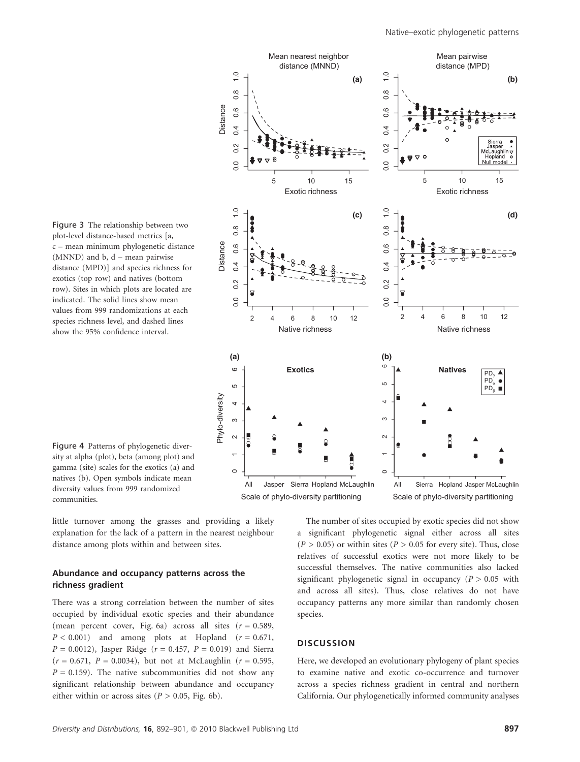Figure 3 The relationship between two plot-level distance-based metrics [a, c – mean minimum phylogenetic distance (MNND) and b, d – mean pairwise distance (MPD)] and species richness for exotics (top row) and natives (bottom row). Sites in which plots are located are indicated. The solid lines show mean values from 999 randomizations at each species richness level, and dashed lines show the 95% confidence interval.

Figure 4 Patterns of phylogenetic diversity at alpha (plot), beta (among plot) and gamma (site) scales for the exotics (a) and natives (b). Open symbols indicate mean diversity values from 999 randomized communities.

little turnover among the grasses and providing a likely explanation for the lack of a pattern in the nearest neighbour distance among plots within and between sites.

### Abundance and occupancy patterns across the richness gradient

There was a strong correlation between the number of sites occupied by individual exotic species and their abundance (mean percent cover, Fig. 6a) across all sites ($r = 0.589$, $P < 0.001$) and among plots at Hopland ($r = 0.671$, $P = 0.0012$), Jasper Ridge ($r = 0.457$, $P = 0.019$) and Sierra ($r = 0.671$, $P = 0.0034$), but not at McLaughlin ($r = 0.595$, $P = 0.159$). The native subcommunities did not show any significant relationship between abundance and occupancy either within or across sites ($P > 0.05$, Fig. 6b).

The number of sites occupied by exotic species did not show a significant phylogenetic signal either across all sites ($P > 0.05$) or within sites ($P > 0.05$ for every site). Thus, close relatives of successful exotics were not more likely to be successful themselves. The native communities also lacked significant phylogenetic signal in occupancy ($P > 0.05$ with and across all sites). Thus, close relatives do not have occupancy patterns any more similar than randomly chosen species.

## DISCUSSION

Here, we developed an evolutionary phylogeny of plant species to examine native and exotic co-occurrence and turnover across a species richness gradient in central and northern California. Our phylogenetically informed community analyses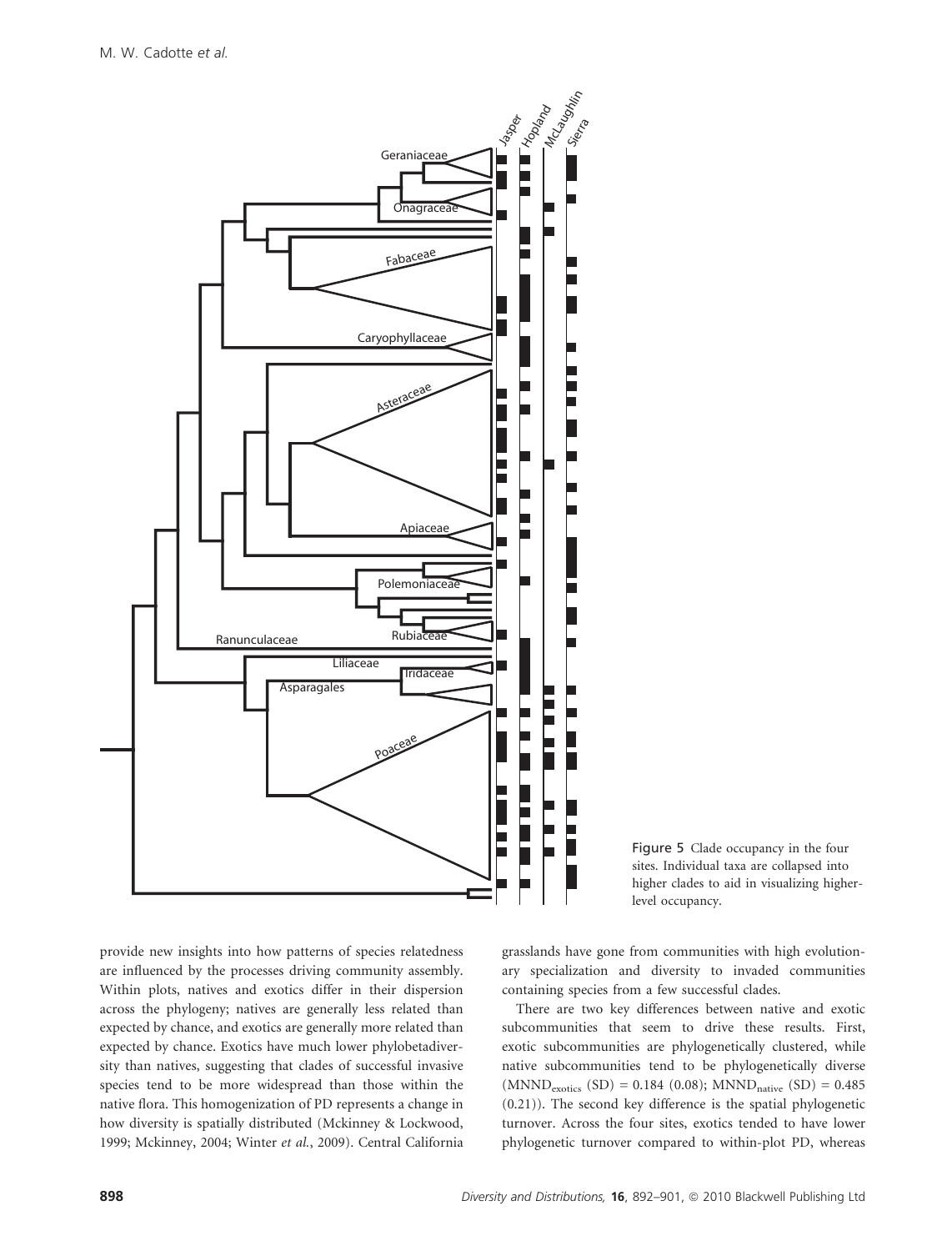Figure 5 Clade occupancy in the four sites. Individual taxa are collapsed into higher clades to aid in visualizing higher-level occupancy.

provide new insights into how patterns of species relatedness are influenced by the processes driving community assembly. Within plots, natives and exotics differ in their dispersion across the phylogeny; natives are generally less related than expected by chance, and exotics are generally more related than expected by chance. Exotics have much lower phylobetadiversity than natives, suggesting that clades of successful invasive species tend to be more widespread than those within the native flora. This homogenization of PD represents a change in how diversity is spatially distributed (Mckinney & Lockwood, 1999; Mckinney, 2004; Winter *et al.*, 2009). Central California grasslands have gone from communities with high evolutionary specialization and diversity to invaded communities containing species from a few successful clades.

There are two key differences between native and exotic subcommunities that seem to drive these results. First, exotic subcommunities are phylogenetically clustered, while native subcommunities tend to be phylogenetically diverse ($MNND_{exotics}$ (SD) = 0.184 (0.08); $MNND_{native}$ (SD) = 0.485 (0.21)). The second key difference is the spatial phylogenetic turnover. Across the four sites, exotics tended to have lower phylogenetic turnover compared to within-plot PD, whereas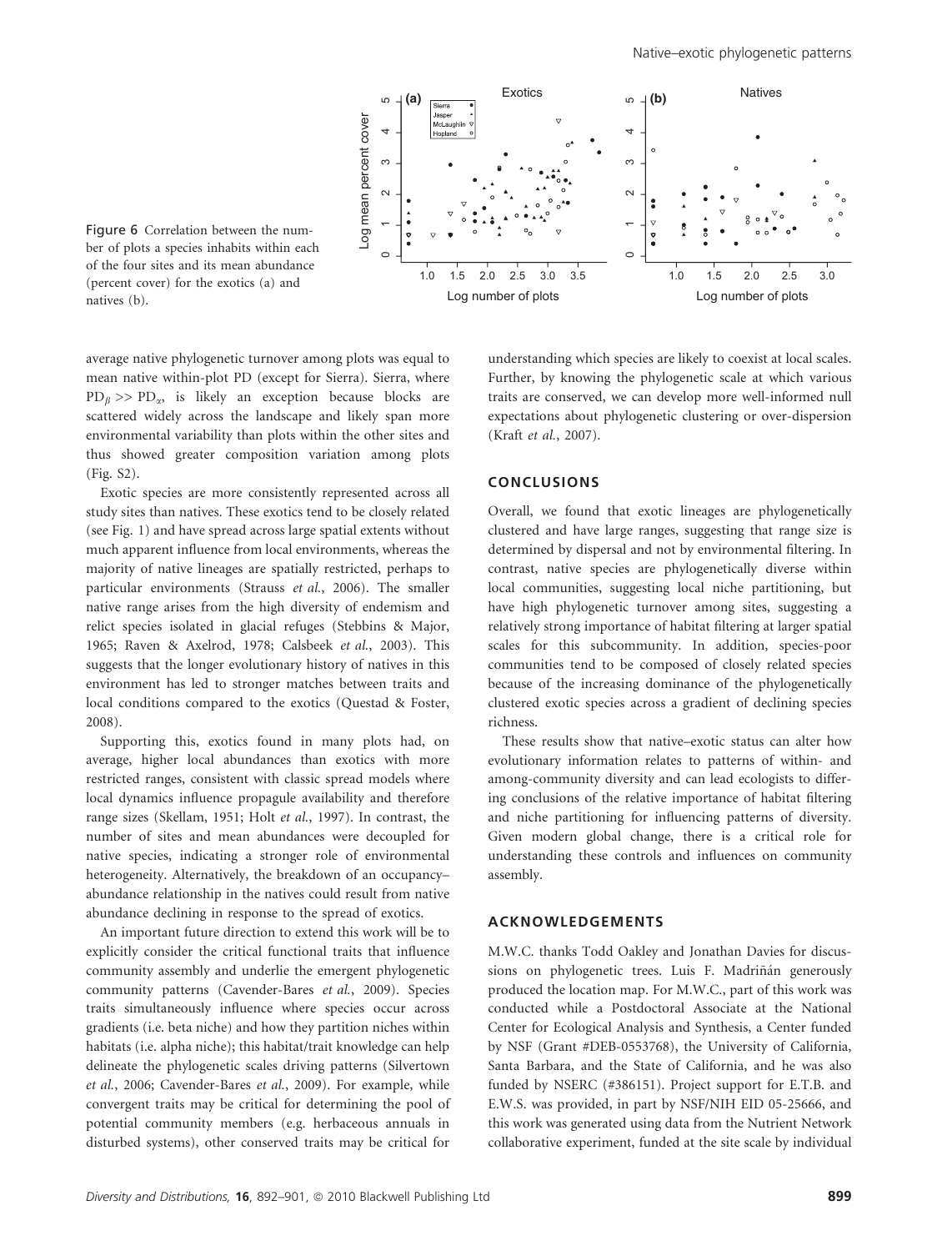(a)

Exotics

Sierra
Jasper
McLaughlin
Hopland

Log mean percent cover

0 1 2 3 4 5

1.0 1.5 2.0 2.5 3.0 3.5

Log number of plots

(b)

Natives

0 1 2 3 4 5

1.0 1.5 2.0 2.5 3.0

Log number of plots

Figure 6 Correlation between the number of plots a species inhabits within each of the four sites and its mean abundance (percent cover) for the exotics (a) and natives (b).

average native phylogenetic turnover among plots was equal to mean native within-plot PD (except for Sierra). Sierra, where $PD_\beta >> PD_\alpha$, is likely an exception because blocks are scattered widely across the landscape and likely span more environmental variability than plots within the other sites and thus showed greater composition variation among plots (Fig. S2).

Exotic species are more consistently represented across all study sites than natives. These exotics tend to be closely related (see Fig. 1) and have spread across large spatial extents without much apparent influence from local environments, whereas the majority of native lineages are spatially restricted, perhaps to particular environments (Strauss *et al.*, 2006). The smaller native range arises from the high diversity of endemism and relict species isolated in glacial refuges (Stebbins & Major, 1965; Raven & Axelrod, 1978; Calsbeek *et al.*, 2003). This suggests that the longer evolutionary history of natives in this environment has led to stronger matches between traits and local conditions compared to the exotics (Questad & Foster, 2008).

Supporting this, exotics found in many plots had, on average, higher local abundances than exotics with more restricted ranges, consistent with classic spread models where local dynamics influence propagule availability and therefore range sizes (Skellam, 1951; Holt *et al.*, 1997). In contrast, the number of sites and mean abundances were decoupled for native species, indicating a stronger role of environmental heterogeneity. Alternatively, the breakdown of an occupancy–abundance relationship in the natives could result from native abundance declining in response to the spread of exotics.

An important future direction to extend this work will be to explicitly consider the critical functional traits that influence community assembly and underlie the emergent phylogenetic community patterns (Cavender-Bares *et al.*, 2009). Species traits simultaneously influence where species occur across gradients (i.e. beta niche) and how they partition niches within habitats (i.e. alpha niche); this habitat/trait knowledge can help delineate the phylogenetic scales driving patterns (Silvertown *et al.*, 2006; Cavender-Bares *et al.*, 2009). For example, while convergent traits may be critical for determining the pool of potential community members (e.g. herbaceous annuals in disturbed systems), other conserved traits may be critical for understanding which species are likely to coexist at local scales. Further, by knowing the phylogenetic scale at which various traits are conserved, we can develop more well-informed null expectations about phylogenetic clustering or over-dispersion (Kraft *et al.*, 2007).

## CONCLUSIONS

Overall, we found that exotic lineages are phylogenetically clustered and have large ranges, suggesting that range size is determined by dispersal and not by environmental filtering. In contrast, native species are phylogenetically diverse within local communities, suggesting local niche partitioning, but have high phylogenetic turnover among sites, suggesting a relatively strong importance of habitat filtering at larger spatial scales for this subcommunity. In addition, species-poor communities tend to be composed of closely related species because of the increasing dominance of the phylogenetically clustered exotic species across a gradient of declining species richness.

These results show that native–exotic status can alter how evolutionary information relates to patterns of within- and among-community diversity and can lead ecologists to differing conclusions of the relative importance of habitat filtering and niche partitioning for influencing patterns of diversity. Given modern global change, there is a critical role for understanding these controls and influences on community assembly.

## ACKNOWLEDGEMENTS

M.W.C. thanks Todd Oakley and Jonathan Davies for discussions on phylogenetic trees. Luis F. Madriñán generously produced the location map. For M.W.C., part of this work was conducted while a Postdoctoral Associate at the National Center for Ecological Analysis and Synthesis, a Center funded by NSF (Grant #DEB-0553768), the University of California, Santa Barbara, and the State of California, and he was also funded by NSERC (#386151). Project support for E.T.B. and E.W.S. was provided, in part by NSF/NIH EID 05-25666, and this work was generated using data from the Nutrient Network collaborative experiment, funded at the site scale by individual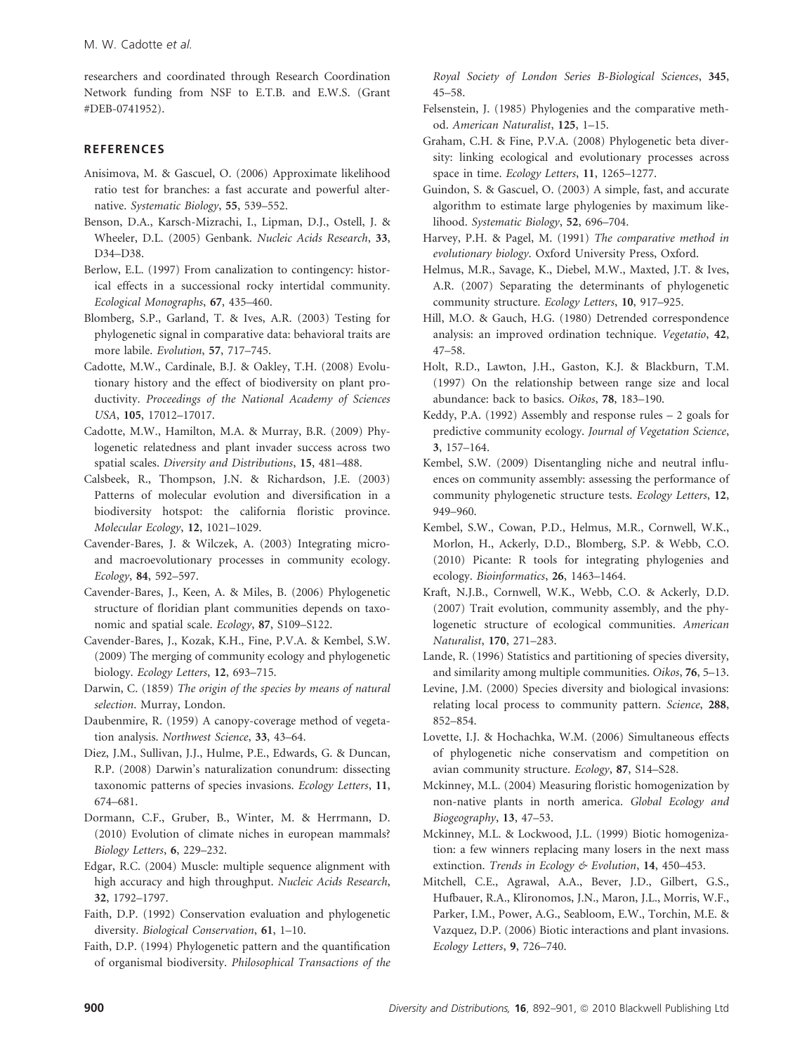researchers and coordinated through Research Coordination Network funding from NSF to E.T.B. and E.W.S. (Grant #DEB-0741952).

## REFERENCES

Anisimova, M. & Gascuel, O. (2006) Approximate likelihood ratio test for branches: a fast accurate and powerful alternative. *Systematic Biology*, **55**, 539–552.

Benson, D.A., Karsch-Mizrachi, I., Lipman, D.J., Ostell, J. & Wheeler, D.L. (2005) Genbank. *Nucleic Acids Research*, **33**, D34–D38.

Berlow, E.L. (1997) From canalization to contingency: historical effects in a successional rocky intertidal community. *Ecological Monographs*, **67**, 435–460.

Blomberg, S.P., Garland, T. & Ives, A.R. (2003) Testing for phylogenetic signal in comparative data: behavioral traits are more labile. *Evolution*, **57**, 717–745.

Cadotte, M.W., Cardinale, B.J. & Oakley, T.H. (2008) Evolutionary history and the effect of biodiversity on plant productivity. *Proceedings of the National Academy of Sciences USA*, **105**, 17012–17017.

Cadotte, M.W., Hamilton, M.A. & Murray, B.R. (2009) Phylogenetic relatedness and plant invader success across two spatial scales. *Diversity and Distributions*, **15**, 481–488.

Calsbeek, R., Thompson, J.N. & Richardson, J.E. (2003) Patterns of molecular evolution and diversification in a biodiversity hotspot: the california floristic province. *Molecular Ecology*, **12**, 1021–1029.

Cavender-Bares, J. & Wilczek, A. (2003) Integrating micro- and macroevolutionary processes in community ecology. *Ecology*, **84**, 592–597.

Cavender-Bares, J., Keen, A. & Miles, B. (2006) Phylogenetic structure of floridian plant communities depends on taxonomic and spatial scale. *Ecology*, **87**, S109–S122.

Cavender-Bares, J., Kozak, K.H., Fine, P.V.A. & Kembel, S.W. (2009) The merging of community ecology and phylogenetic biology. *Ecology Letters*, **12**, 693–715.

Darwin, C. (1859) *The origin of the species by means of natural selection*. Murray, London.

Daubenmire, R. (1959) A canopy-coverage method of vegetation analysis. *Northwest Science*, **33**, 43–64.

Diez, J.M., Sullivan, J.J., Hulme, P.E., Edwards, G. & Duncan, R.P. (2008) Darwin's naturalization conundrum: dissecting taxonomic patterns of species invasions. *Ecology Letters*, **11**, 674–681.

Dormann, C.F., Gruber, B., Winter, M. & Herrmann, D. (2010) Evolution of climate niches in european mammals? *Biology Letters*, **6**, 229–232.

Edgar, R.C. (2004) Muscle: multiple sequence alignment with high accuracy and high throughput. *Nucleic Acids Research*, **32**, 1792–1797.

Faith, D.P. (1992) Conservation evaluation and phylogenetic diversity. *Biological Conservation*, **61**, 1–10.

Faith, D.P. (1994) Phylogenetic pattern and the quantification of organismal biodiversity. *Philosophical Transactions of the Royal Society of London Series B-Biological Sciences*, **345**, 45–58.

Felsenstein, J. (1985) Phylogenies and the comparative method. *American Naturalist*, **125**, 1–15.

Graham, C.H. & Fine, P.V.A. (2008) Phylogenetic beta diversity: linking ecological and evolutionary processes across space in time. *Ecology Letters*, **11**, 1265–1277.

Guindon, S. & Gascuel, O. (2003) A simple, fast, and accurate algorithm to estimate large phylogenies by maximum likelihood. *Systematic Biology*, **52**, 696–704.

Harvey, P.H. & Pagel, M. (1991) *The comparative method in evolutionary biology*. Oxford University Press, Oxford.

Helmus, M.R., Savage, K., Diebel, M.W., Maxted, J.T. & Ives, A.R. (2007) Separating the determinants of phylogenetic community structure. *Ecology Letters*, **10**, 917–925.

Hill, M.O. & Gauch, H.G. (1980) Detrended correspondence analysis: an improved ordination technique. *Vegetatio*, **42**, 47–58.

Holt, R.D., Lawton, J.H., Gaston, K.J. & Blackburn, T.M. (1997) On the relationship between range size and local abundance: back to basics. *Oikos*, **78**, 183–190.

Keddy, P.A. (1992) Assembly and response rules – 2 goals for predictive community ecology. *Journal of Vegetation Science*, **3**, 157–164.

Kembel, S.W. (2009) Disentangling niche and neutral influences on community assembly: assessing the performance of community phylogenetic structure tests. *Ecology Letters*, **12**, 949–960.

Kembel, S.W., Cowan, P.D., Helmus, M.R., Cornwell, W.K., Morlon, H., Ackerly, D.D., Blomberg, S.P. & Webb, C.O. (2010) Picante: R tools for integrating phylogenies and ecology. *Bioinformatics*, **26**, 1463–1464.

Kraft, N.J.B., Cornwell, W.K., Webb, C.O. & Ackerly, D.D. (2007) Trait evolution, community assembly, and the phylogenetic structure of ecological communities. *American Naturalist*, **170**, 271–283.

Lande, R. (1996) Statistics and partitioning of species diversity, and similarity among multiple communities. *Oikos*, **76**, 5–13.

Levine, J.M. (2000) Species diversity and biological invasions: relating local process to community pattern. *Science*, **288**, 852–854.

Lovette, I.J. & Hochachka, W.M. (2006) Simultaneous effects of phylogenetic niche conservatism and competition on avian community structure. *Ecology*, **87**, S14–S28.

Mckinney, M.L. (2004) Measuring floristic homogenization by non-native plants in north america. *Global Ecology and Biogeography*, **13**, 47–53.

Mckinney, M.L. & Lockwood, J.L. (1999) Biotic homogenization: a few winners replacing many losers in the next mass extinction. *Trends in Ecology & Evolution*, **14**, 450–453.

Mitchell, C.E., Agrawal, A.A., Bever, J.D., Gilbert, G.S., Hufbauer, R.A., Klironomos, J.N., Maron, J.L., Morris, W.F., Parker, I.M., Power, A.G., Seabloom, E.W., Torchin, M.E. & Vazquez, D.P. (2006) Biotic interactions and plant invasions. *Ecology Letters*, **9**, 726–740.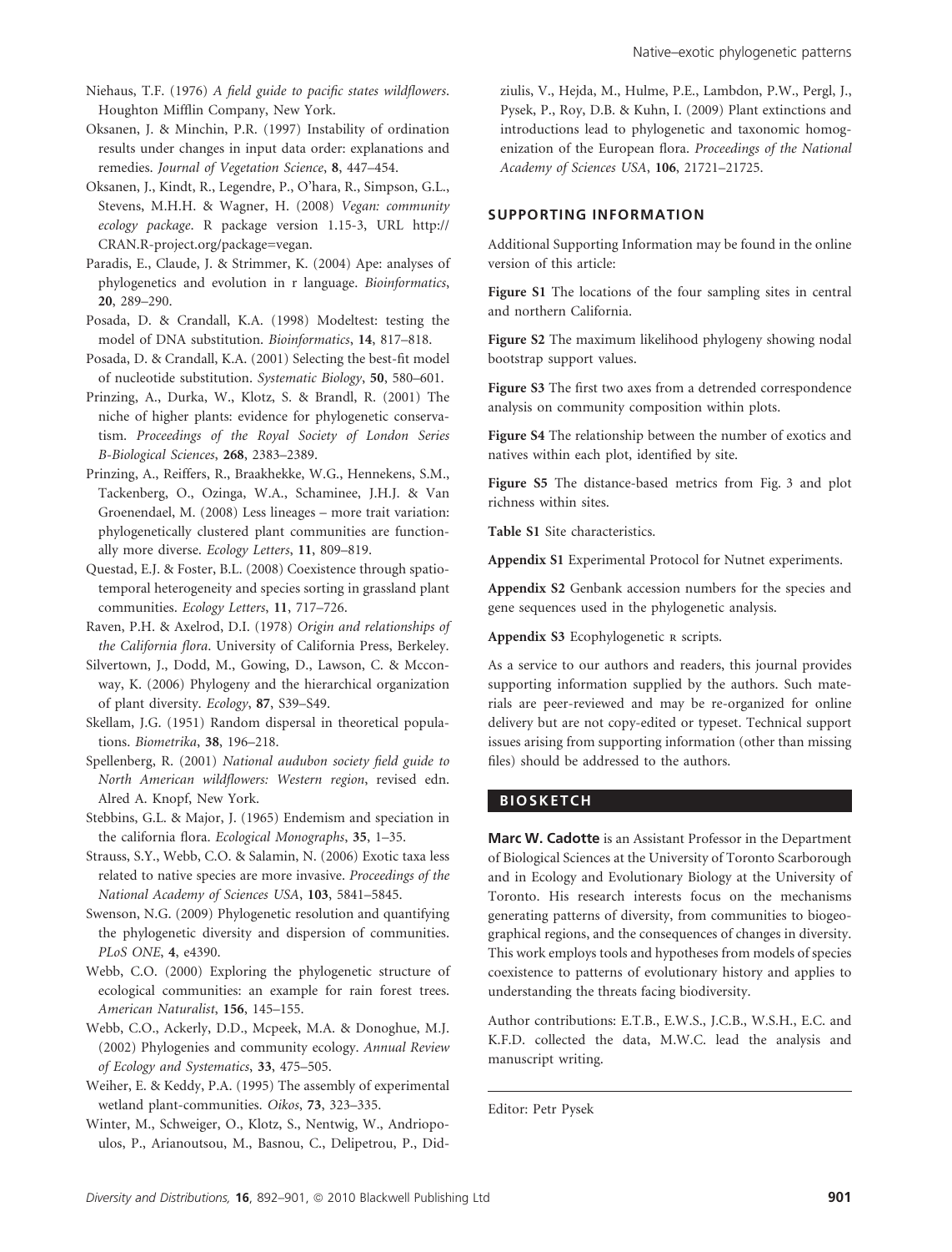Niehaus, T.F. (1976) *A field guide to pacific states wildflowers*. Houghton Mifflin Company, New York.

Oksanen, J. & Minchin, P.R. (1997) Instability of ordination results under changes in input data order: explanations and remedies. *Journal of Vegetation Science*, **8**, 447–454.

Oksanen, J., Kindt, R., Legendre, P., O'hara, R., Simpson, G.L., Stevens, M.H.H. & Wagner, H. (2008) *Vegan: community ecology package*. R package version 1.15-3, URL http://CRAN.R-project.org/package=vegan.

Paradis, E., Claude, J. & Strimmer, K. (2004) Ape: analyses of phylogenetics and evolution in r language. *Bioinformatics*, **20**, 289–290.

Posada, D. & Crandall, K.A. (1998) Modeltest: testing the model of DNA substitution. *Bioinformatics*, **14**, 817–818.

Posada, D. & Crandall, K.A. (2001) Selecting the best-fit model of nucleotide substitution. *Systematic Biology*, **50**, 580–601.

Prinzing, A., Durka, W., Klotz, S. & Brandl, R. (2001) The niche of higher plants: evidence for phylogenetic conservatism. *Proceedings of the Royal Society of London Series B-Biological Sciences*, **268**, 2383–2389.

Prinzing, A., Reiffers, R., Braakhekke, W.G., Hennekens, S.M., Tackenberg, O., Ozinga, W.A., Schaminee, J.H.J. & Van Groenendael, M. (2008) Less lineages – more trait variation: phylogenetically clustered plant communities are functionally more diverse. *Ecology Letters*, **11**, 809–819.

Questad, E.J. & Foster, B.L. (2008) Coexistence through spatio-temporal heterogeneity and species sorting in grassland plant communities. *Ecology Letters*, **11**, 717–726.

Raven, P.H. & Axelrod, D.I. (1978) *Origin and relationships of the California flora*. University of California Press, Berkeley.

Silvertown, J., Dodd, M., Gowing, D., Lawson, C. & Mcconway, K. (2006) Phylogeny and the hierarchical organization of plant diversity. *Ecology*, **87**, S39–S49.

Skellam, J.G. (1951) Random dispersal in theoretical populations. *Biometrika*, **38**, 196–218.

Spellenberg, R. (2001) *National audubon society field guide to North American wildflowers: Western region*, revised edn. Alred A. Knopf, New York.

Stebbins, G.L. & Major, J. (1965) Endemism and speciation in the california flora. *Ecological Monographs*, **35**, 1–35.

Strauss, S.Y., Webb, C.O. & Salamin, N. (2006) Exotic taxa less related to native species are more invasive. *Proceedings of the National Academy of Sciences USA*, **103**, 5841–5845.

Swenson, N.G. (2009) Phylogenetic resolution and quantifying the phylogenetic diversity and dispersion of communities. *PLoS ONE*, **4**, e4390.

Webb, C.O. (2000) Exploring the phylogenetic structure of ecological communities: an example for rain forest trees. *American Naturalist*, **156**, 145–155.

Webb, C.O., Ackerly, D.D., Mcpeek, M.A. & Donoghue, M.J. (2002) Phylogenies and community ecology. *Annual Review of Ecology and Systematics*, **33**, 475–505.

Weiher, E. & Keddy, P.A. (1995) The assembly of experimental wetland plant-communities. *Oikos*, **73**, 323–335.

Winter, M., Schweiger, O., Klotz, S., Nentwig, W., Andriopoulos, P., Arianoutsou, M., Basnou, C., Delipetrou, P., Didziulis, V., Hejda, M., Hulme, P.E., Lambdon, P.W., Pergl, J., Pysek, P., Roy, D.B. & Kuhn, I. (2009) Plant extinctions and introductions lead to phylogenetic and taxonomic homogenization of the European flora. *Proceedings of the National Academy of Sciences USA*, **106**, 21721–21725.

## SUPPORTING INFORMATION

Additional Supporting Information may be found in the online version of this article:

**Figure S1** The locations of the four sampling sites in central and northern California.

**Figure S2** The maximum likelihood phylogeny showing nodal bootstrap support values.

**Figure S3** The first two axes from a detrended correspondence analysis on community composition within plots.

**Figure S4** The relationship between the number of exotics and natives within each plot, identified by site.

**Figure S5** The distance-based metrics from Fig. 3 and plot richness within sites.

**Table S1** Site characteristics.

**Appendix S1** Experimental Protocol for Nutnet experiments.

**Appendix S2** Genbank accession numbers for the species and gene sequences used in the phylogenetic analysis.

**Appendix S3** Ecophylogenetic R scripts.

As a service to our authors and readers, this journal provides supporting information supplied by the authors. Such materials are peer-reviewed and may be re-organized for online delivery but are not copy-edited or typeset. Technical support issues arising from supporting information (other than missing files) should be addressed to the authors.

## BIOSKETCH

**Marc W. Cadotte** is an Assistant Professor in the Department of Biological Sciences at the University of Toronto Scarborough and in Ecology and Evolutionary Biology at the University of Toronto. His research interests focus on the mechanisms generating patterns of diversity, from communities to biogeographical regions, and the consequences of changes in diversity. This work employs tools and hypotheses from models of species coexistence to patterns of evolutionary history and applies to understanding the threats facing biodiversity.

Author contributions: E.T.B., E.W.S., J.C.B., W.S.H., E.C. and K.F.D. collected the data, M.W.C. lead the analysis and manuscript writing.

Editor: Petr Pysek